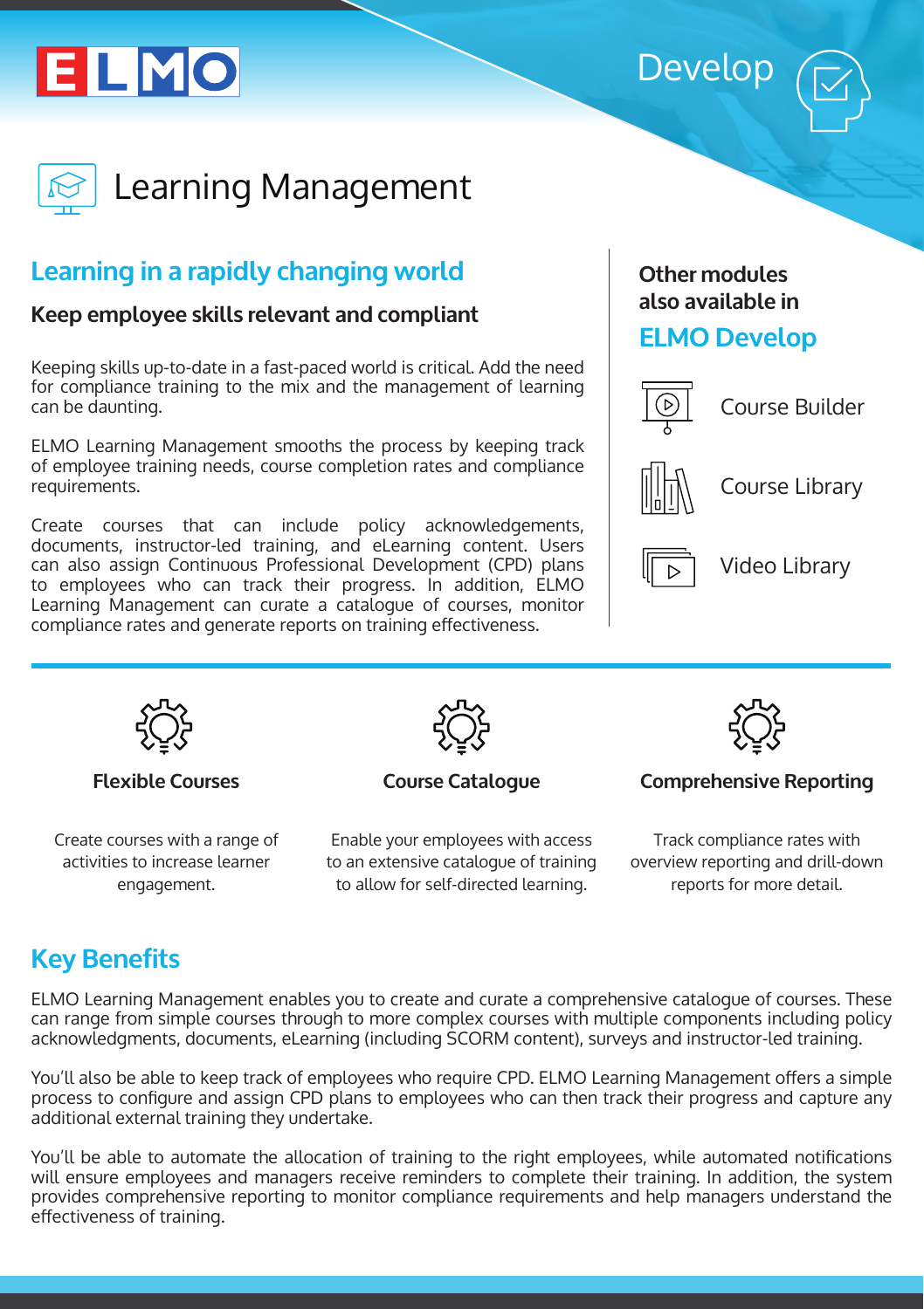ELMO

Develop

# Learning Management

## Learning in a rapidly changing world

### Keep employee skills relevant and compliant

Keeping skills up-to-date in a fast-paced world is critical. Add the need for compliance training to the mix and the management of learning can be daunting.

ELMO Learning Management smooths the process by keeping track of employee training needs, course completion rates and compliance requirements.

Create courses that can include policy acknowledgements, documents, instructor-led training, and eLearning content. Users can also assign Continuous Professional Development (CPD) plans to employees who can track their progress. In addition, ELMO Learning Management can curate a catalogue of courses, monitor compliance rates and generate reports on training effectiveness.

**Other modules also available in**

## ELMO Develop

- Course Builder
- Course Library
- Video Library

### Flexible Courses

Create courses with a range of activities to increase learner engagement.

### Course Catalogue

Enable your employees with access to an extensive catalogue of training to allow for self-directed learning.

### Comprehensive Reporting

Track compliance rates with overview reporting and drill-down reports for more detail.

## Key Benefits

ELMO Learning Management enables you to create and curate a comprehensive catalogue of courses. These can range from simple courses through to more complex courses with multiple components including policy acknowledgments, documents, eLearning (including SCORM content), surveys and instructor-led training.

You'll also be able to keep track of employees who require CPD. ELMO Learning Management offers a simple process to configure and assign CPD plans to employees who can then track their progress and capture any additional external training they undertake.

You'll be able to automate the allocation of training to the right employees, while automated notifications will ensure employees and managers receive reminders to complete their training. In addition, the system provides comprehensive reporting to monitor compliance requirements and help managers understand the effectiveness of training.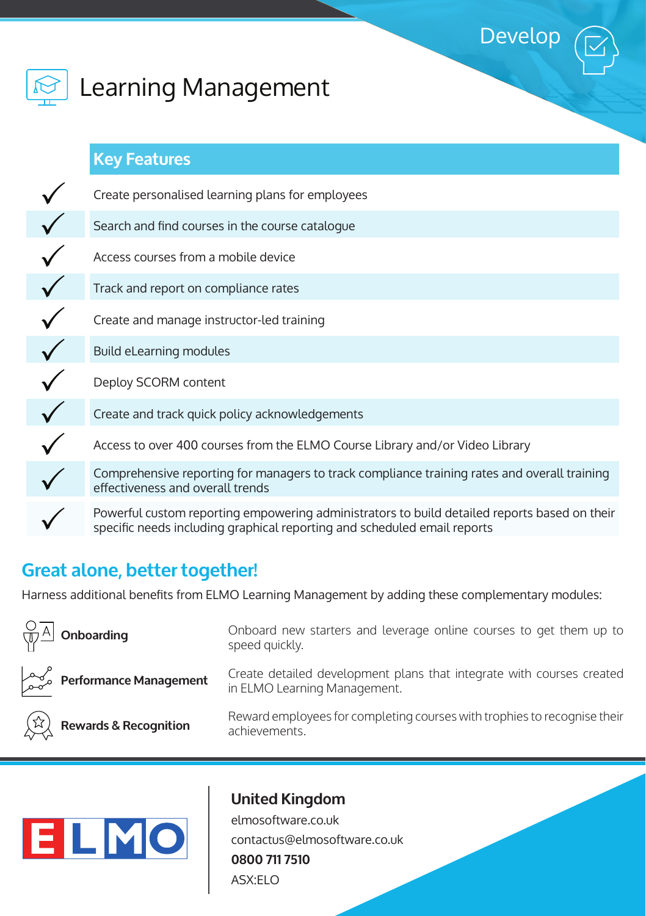Develop

# Learning Management

## Key Features

- ✓ Create personalised learning plans for employees
- ✓ Search and find courses in the course catalogue
- ✓ Access courses from a mobile device
- ✓ Track and report on compliance rates
- ✓ Create and manage instructor-led training
- ✓ Build eLearning modules
- ✓ Deploy SCORM content
- ✓ Create and track quick policy acknowledgements
- ✓ Access to over 400 courses from the ELMO Course Library and/or Video Library
- ✓ Comprehensive reporting for managers to track compliance training rates and overall training effectiveness and overall trends
- ✓ Powerful custom reporting empowering administrators to build detailed reports based on their specific needs including graphical reporting and scheduled email reports

## Great alone, better together!

Harness additional benefits from ELMO Learning Management by adding these complementary modules:

**Onboarding** — Onboard new starters and leverage online courses to get them up to speed quickly.

**Performance Management** — Create detailed development plans that integrate with courses created in ELMO Learning Management.

**Rewards & Recognition** — Reward employees for completing courses with trophies to recognise their achievements.

ELMO

**United Kingdom**
elmosoftware.co.uk
contactus@elmosoftware.co.uk
**0800 711 7510**
ASX:ELO